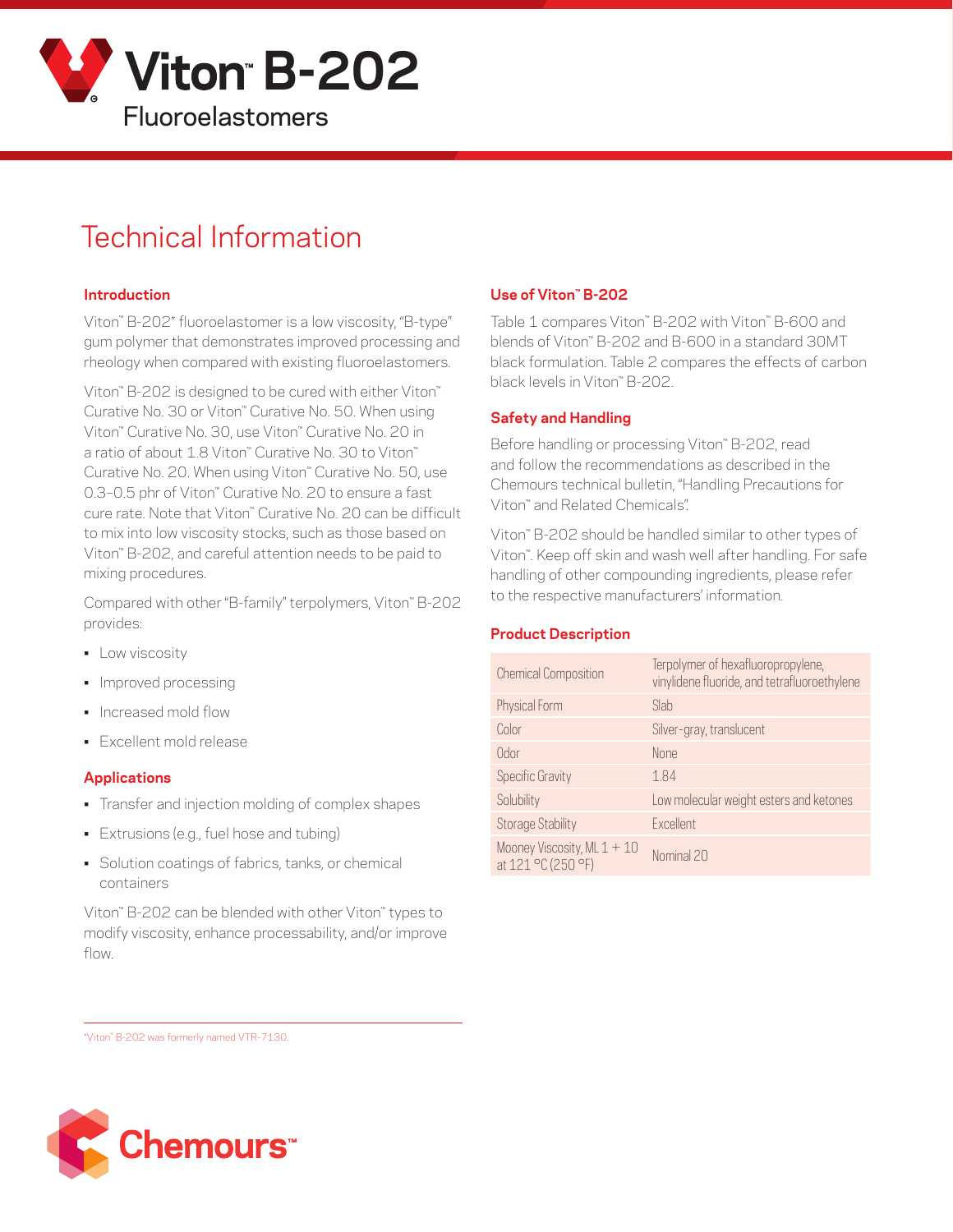# Viton™ B-202

## Fluoroelastomers

# Technical Information

## Introduction

Viton™ B-202* fluoroelastomer is a low viscosity, "B-type" gum polymer that demonstrates improved processing and rheology when compared with existing fluoroelastomers.

Viton™ B-202 is designed to be cured with either Viton™ Curative No. 30 or Viton™ Curative No. 50. When using Viton™ Curative No. 30, use Viton™ Curative No. 20 in a ratio of about 1.8 Viton™ Curative No. 30 to Viton™ Curative No. 20. When using Viton™ Curative No. 50, use 0.3–0.5 phr of Viton™ Curative No. 20 to ensure a fast cure rate. Note that Viton™ Curative No. 20 can be difficult to mix into low viscosity stocks, such as those based on Viton™ B-202, and careful attention needs to be paid to mixing procedures.

Compared with other "B-family" terpolymers, Viton™ B-202 provides:

- Low viscosity
- Improved processing
- Increased mold flow
- Excellent mold release

## Applications

- Transfer and injection molding of complex shapes
- Extrusions (e.g., fuel hose and tubing)
- Solution coatings of fabrics, tanks, or chemical containers

Viton™ B-202 can be blended with other Viton™ types to modify viscosity, enhance processability, and/or improve flow.

*Viton™ B-202 was formerly named VTR-7130.

## Use of Viton™ B-202

Table 1 compares Viton™ B-202 with Viton™ B-600 and blends of Viton™ B-202 and B-600 in a standard 30MT black formulation. Table 2 compares the effects of carbon black levels in Viton™ B-202.

## Safety and Handling

Before handling or processing Viton™ B-202, read and follow the recommendations as described in the Chemours technical bulletin, "Handling Precautions for Viton™ and Related Chemicals".

Viton™ B-202 should be handled similar to other types of Viton™. Keep off skin and wash well after handling. For safe handling of other compounding ingredients, please refer to the respective manufacturers' information.

## Product Description

| | |
|---|---|
| Chemical Composition | Terpolymer of hexafluoropropylene, vinylidene fluoride, and tetrafluoroethylene |
| Physical Form | Slab |
| Color | Silver-gray, translucent |
| Odor | None |
| Specific Gravity | 1.84 |
| Solubility | Low molecular weight esters and ketones |
| Storage Stability | Excellent |
| Mooney Viscosity, ML 1 + 10 at 121 °C (250 °F) | Nominal 20 |

Chemours™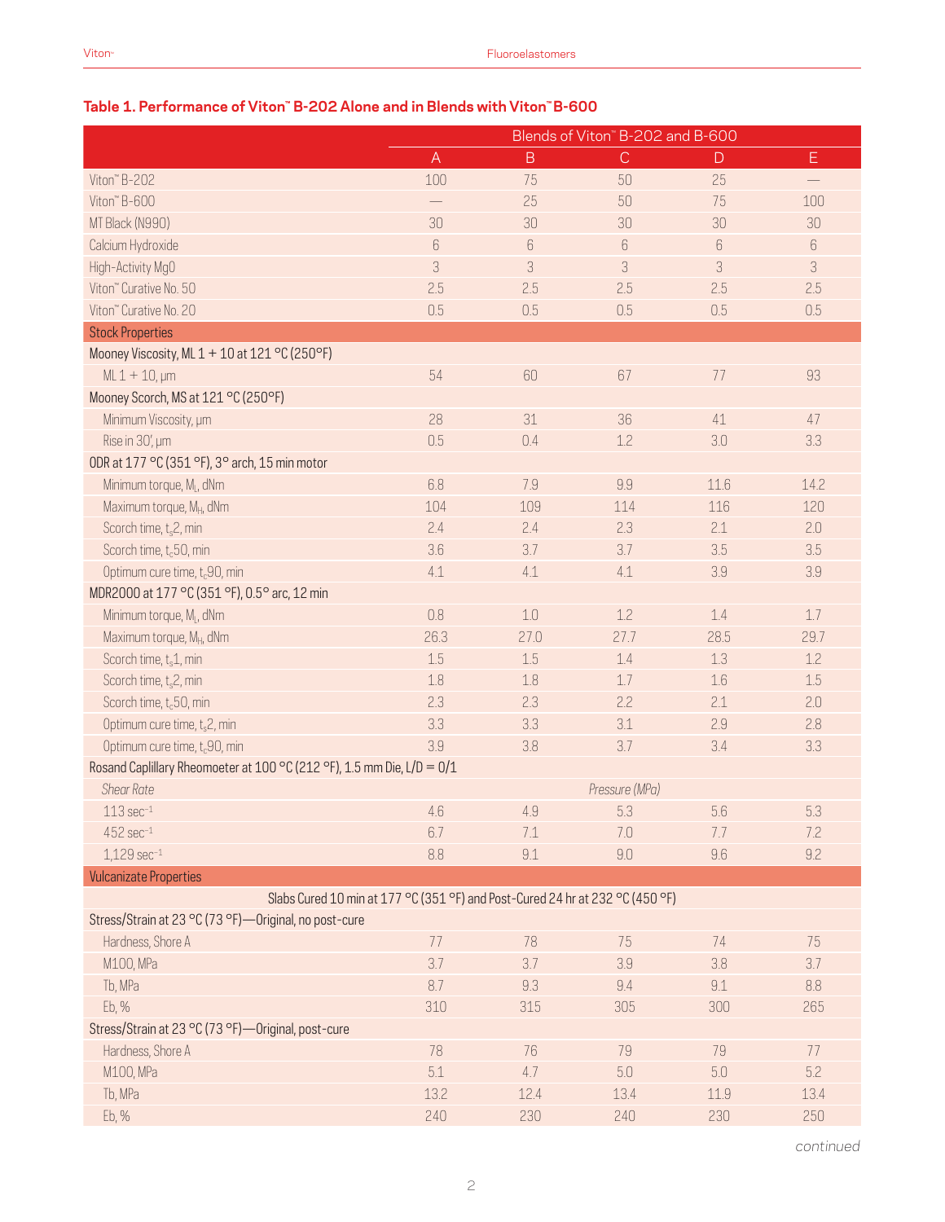**Table 1. Performance of Viton™ B-202 Alone and in Blends with Viton™ B-600**

| | Blends of Viton™ B-202 and B-600 | | | | |
|---|---|---|---|---|---|
| | A | B | C | D | E |
| Viton™ B-202 | 100 | 75 | 50 | 25 | — |
| Viton™ B-600 | — | 25 | 50 | 75 | 100 |
| MT Black (N990) | 30 | 30 | 30 | 30 | 30 |
| Calcium Hydroxide | 6 | 6 | 6 | 6 | 6 |
| High-Activity MgO | 3 | 3 | 3 | 3 | 3 |
| Viton™ Curative No. 50 | 2.5 | 2.5 | 2.5 | 2.5 | 2.5 |
| Viton™ Curative No. 20 | 0.5 | 0.5 | 0.5 | 0.5 | 0.5 |
| **Stock Properties** | | | | | |
| Mooney Viscosity, ML 1 + 10 at 121 °C (250°F) | | | | | |
| ML 1 + 10, µm | 54 | 60 | 67 | 77 | 93 |
| Mooney Scorch, MS at 121 °C (250°F) | | | | | |
| Minimum Viscosity, µm | 28 | 31 | 36 | 41 | 47 |
| Rise in 30', µm | 0.5 | 0.4 | 1.2 | 3.0 | 3.3 |
| ODR at 177 °C (351 °F), 3° arch, 15 min motor | | | | | |
| Minimum torque, $M_L$, dNm | 6.8 | 7.9 | 9.9 | 11.6 | 14.2 |
| Maximum torque, $M_H$, dNm | 104 | 109 | 114 | 116 | 120 |
| Scorch time, $t_s2$, min | 2.4 | 2.4 | 2.3 | 2.1 | 2.0 |
| Scorch time, $t_c50$, min | 3.6 | 3.7 | 3.7 | 3.5 | 3.5 |
| Optimum cure time, $t_c90$, min | 4.1 | 4.1 | 4.1 | 3.9 | 3.9 |
| MDR2000 at 177 °C (351 °F), 0.5° arc, 12 min | | | | | |
| Minimum torque, $M_L$, dNm | 0.8 | 1.0 | 1.2 | 1.4 | 1.7 |
| Maximum torque, $M_H$, dNm | 26.3 | 27.0 | 27.7 | 28.5 | 29.7 |
| Scorch time, $t_s1$, min | 1.5 | 1.5 | 1.4 | 1.3 | 1.2 |
| Scorch time, $t_s2$, min | 1.8 | 1.8 | 1.7 | 1.6 | 1.5 |
| Scorch time, $t_c50$, min | 2.3 | 2.3 | 2.2 | 2.1 | 2.0 |
| Optimum cure time, $t_s2$, min | 3.3 | 3.3 | 3.1 | 2.9 | 2.8 |
| Optimum cure time, $t_c90$, min | 3.9 | 3.8 | 3.7 | 3.4 | 3.3 |
| Rosand Caplillary Rheomoeter at 100 °C (212 °F), 1.5 mm Die, L/D = 0/1 | | | | | |
| *Shear Rate* | *Pressure (MPa)* | | | | |
| 113 $sec^{-1}$ | 4.6 | 4.9 | 5.3 | 5.6 | 5.3 |
| 452 $sec^{-1}$ | 6.7 | 7.1 | 7.0 | 7.7 | 7.2 |
| 1,129 $sec^{-1}$ | 8.8 | 9.1 | 9.0 | 9.6 | 9.2 |
| **Vulcanizate Properties** | | | | | |
| Slabs Cured 10 min at 177 °C (351 °F) and Post-Cured 24 hr at 232 °C (450 °F) | | | | | |
| Stress/Strain at 23 °C (73 °F)—Original, no post-cure | | | | | |
| Hardness, Shore A | 77 | 78 | 75 | 74 | 75 |
| M100, MPa | 3.7 | 3.7 | 3.9 | 3.8 | 3.7 |
| Tb, MPa | 8.7 | 9.3 | 9.4 | 9.1 | 8.8 |
| Eb, % | 310 | 315 | 305 | 300 | 265 |
| Stress/Strain at 23 °C (73 °F)—Original, post-cure | | | | | |
| Hardness, Shore A | 78 | 76 | 79 | 79 | 77 |
| M100, MPa | 5.1 | 4.7 | 5.0 | 5.0 | 5.2 |
| Tb, MPa | 13.2 | 12.4 | 13.4 | 11.9 | 13.4 |
| Eb, % | 240 | 230 | 240 | 230 | 250 |

*continued*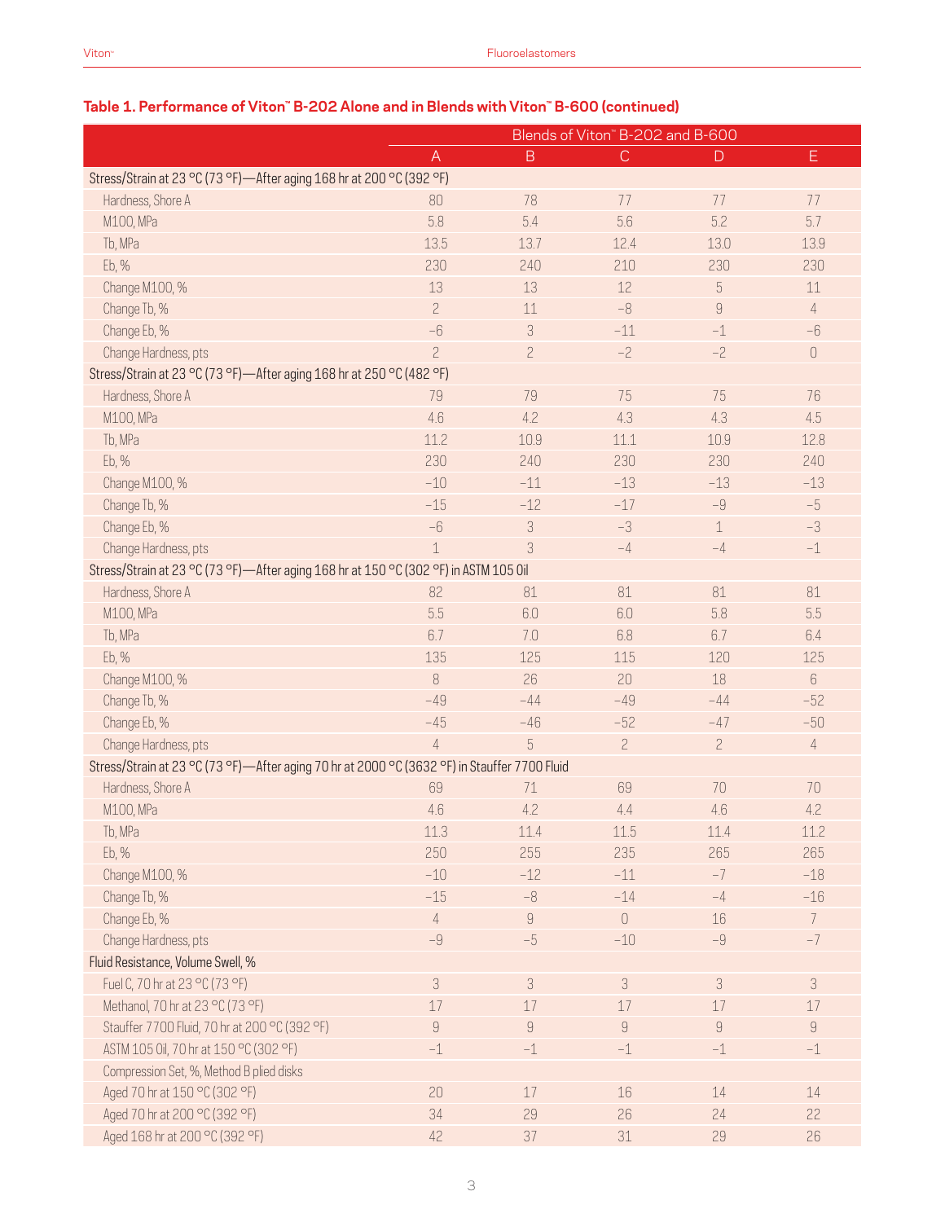## Table 1. Performance of Viton™ B-202 Alone and in Blends with Viton™ B-600 (continued)

| | Blends of Viton™ B-202 and B-600 | | | | |
|---|---|---|---|---|---|
| | A | B | C | D | E |
| **Stress/Strain at 23 °C (73 °F)—After aging 168 hr at 200 °C (392 °F)** | | | | | |
| Hardness, Shore A | 80 | 78 | 77 | 77 | 77 |
| M100, MPa | 5.8 | 5.4 | 5.6 | 5.2 | 5.7 |
| Tb, MPa | 13.5 | 13.7 | 12.4 | 13.0 | 13.9 |
| Eb, % | 230 | 240 | 210 | 230 | 230 |
| Change M100, % | 13 | 13 | 12 | 5 | 11 |
| Change Tb, % | 2 | 11 | −8 | 9 | 4 |
| Change Eb, % | −6 | 3 | −11 | −1 | −6 |
| Change Hardness, pts | 2 | 2 | −2 | −2 | 0 |
| **Stress/Strain at 23 °C (73 °F)—After aging 168 hr at 250 °C (482 °F)** | | | | | |
| Hardness, Shore A | 79 | 79 | 75 | 75 | 76 |
| M100, MPa | 4.6 | 4.2 | 4.3 | 4.3 | 4.5 |
| Tb, MPa | 11.2 | 10.9 | 11.1 | 10.9 | 12.8 |
| Eb, % | 230 | 240 | 230 | 230 | 240 |
| Change M100, % | −10 | −11 | −13 | −13 | −13 |
| Change Tb, % | −15 | −12 | −17 | −9 | −5 |
| Change Eb, % | −6 | 3 | −3 | 1 | −3 |
| Change Hardness, pts | 1 | 3 | −4 | −4 | −1 |
| **Stress/Strain at 23 °C (73 °F)—After aging 168 hr at 150 °C (302 °F) in ASTM 105 Oil** | | | | | |
| Hardness, Shore A | 82 | 81 | 81 | 81 | 81 |
| M100, MPa | 5.5 | 6.0 | 6.0 | 5.8 | 5.5 |
| Tb, MPa | 6.7 | 7.0 | 6.8 | 6.7 | 6.4 |
| Eb, % | 135 | 125 | 115 | 120 | 125 |
| Change M100, % | 8 | 26 | 20 | 18 | 6 |
| Change Tb, % | −49 | −44 | −49 | −44 | −52 |
| Change Eb, % | −45 | −46 | −52 | −47 | −50 |
| Change Hardness, pts | 4 | 5 | 2 | 2 | 4 |
| **Stress/Strain at 23 °C (73 °F)—After aging 70 hr at 2000 °C (3632 °F) in Stauffer 7700 Fluid** | | | | | |
| Hardness, Shore A | 69 | 71 | 69 | 70 | 70 |
| M100, MPa | 4.6 | 4.2 | 4.4 | 4.6 | 4.2 |
| Tb, MPa | 11.3 | 11.4 | 11.5 | 11.4 | 11.2 |
| Eb, % | 250 | 255 | 235 | 265 | 265 |
| Change M100, % | −10 | −12 | −11 | −7 | −18 |
| Change Tb, % | −15 | −8 | −14 | −4 | −16 |
| Change Eb, % | 4 | 9 | 0 | 16 | 7 |
| Change Hardness, pts | −9 | −5 | −10 | −9 | −7 |
| **Fluid Resistance, Volume Swell, %** | | | | | |
| Fuel C, 70 hr at 23 °C (73 °F) | 3 | 3 | 3 | 3 | 3 |
| Methanol, 70 hr at 23 °C (73 °F) | 17 | 17 | 17 | 17 | 17 |
| Stauffer 7700 Fluid, 70 hr at 200 °C (392 °F) | 9 | 9 | 9 | 9 | 9 |
| ASTM 105 Oil, 70 hr at 150 °C (302 °F) | −1 | −1 | −1 | −1 | −1 |
| Compression Set, %, Method B plied disks | | | | | |
| Aged 70 hr at 150 °C (302 °F) | 20 | 17 | 16 | 14 | 14 |
| Aged 70 hr at 200 °C (392 °F) | 34 | 29 | 26 | 24 | 22 |
| Aged 168 hr at 200 °C (392 °F) | 42 | 37 | 31 | 29 | 26 |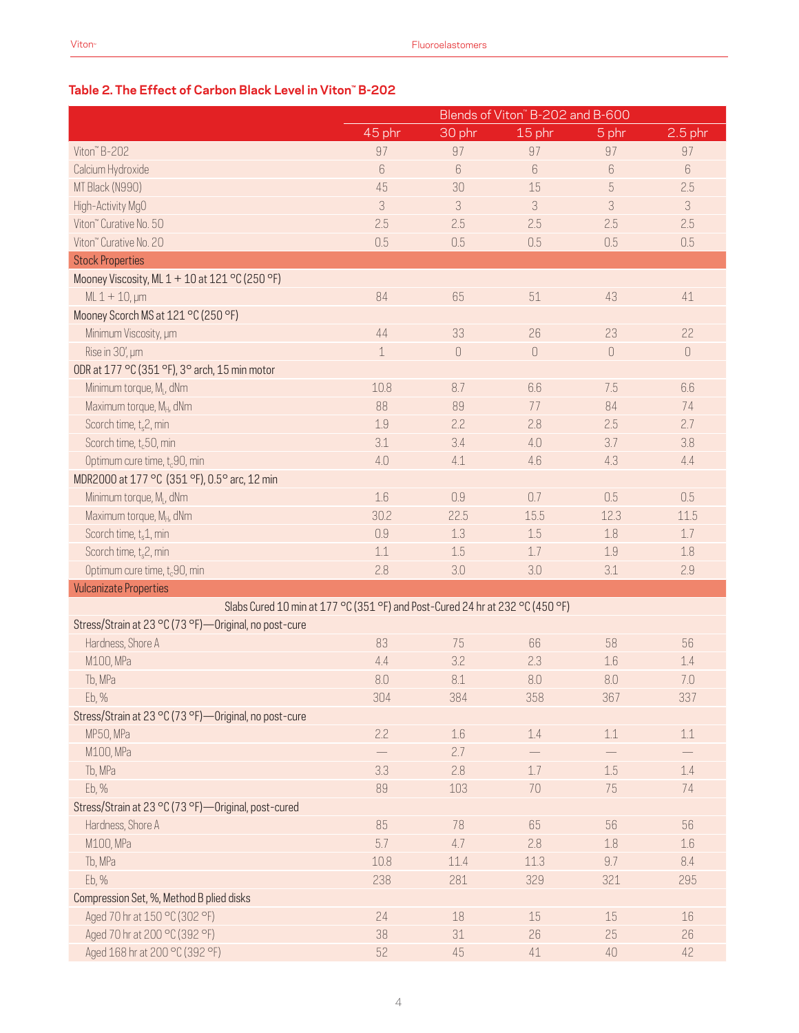### Table 2. The Effect of Carbon Black Level in Viton™ B-202

| | Blends of Viton™ B-202 and B-600 | | | | |
|---|---|---|---|---|---|
| | 45 phr | 30 phr | 15 phr | 5 phr | 2.5 phr |
| Viton™ B-202 | 97 | 97 | 97 | 97 | 97 |
| Calcium Hydroxide | 6 | 6 | 6 | 6 | 6 |
| MT Black (N990) | 45 | 30 | 15 | 5 | 2.5 |
| High-Activity MgO | 3 | 3 | 3 | 3 | 3 |
| Viton™ Curative No. 50 | 2.5 | 2.5 | 2.5 | 2.5 | 2.5 |
| Viton™ Curative No. 20 | 0.5 | 0.5 | 0.5 | 0.5 | 0.5 |
| **Stock Properties** | | | | | |
| Mooney Viscosity, ML 1 + 10 at 121 °C (250 °F) | | | | | |
| ML 1 + 10, μm | 84 | 65 | 51 | 43 | 41 |
| Mooney Scorch MS at 121 °C (250 °F) | | | | | |
| Minimum Viscosity, μm | 44 | 33 | 26 | 23 | 22 |
| Rise in 30', μm | 1 | 0 | 0 | 0 | 0 |
| ODR at 177 °C (351 °F), 3° arch, 15 min motor | | | | | |
| Minimum torque, $M_L$, dNm | 10.8 | 8.7 | 6.6 | 7.5 | 6.6 |
| Maximum torque, $M_H$, dNm | 88 | 89 | 77 | 84 | 74 |
| Scorch time, $t_s2$, min | 1.9 | 2.2 | 2.8 | 2.5 | 2.7 |
| Scorch time, $t_c50$, min | 3.1 | 3.4 | 4.0 | 3.7 | 3.8 |
| Optimum cure time, $t_c90$, min | 4.0 | 4.1 | 4.6 | 4.3 | 4.4 |
| MDR2000 at 177 °C (351 °F), 0.5° arc, 12 min | | | | | |
| Minimum torque, $M_L$, dNm | 1.6 | 0.9 | 0.7 | 0.5 | 0.5 |
| Maximum torque, $M_H$, dNm | 30.2 | 22.5 | 15.5 | 12.3 | 11.5 |
| Scorch time, $t_s1$, min | 0.9 | 1.3 | 1.5 | 1.8 | 1.7 |
| Scorch time, $t_s2$, min | 1.1 | 1.5 | 1.7 | 1.9 | 1.8 |
| Optimum cure time, $t_c90$, min | 2.8 | 3.0 | 3.0 | 3.1 | 2.9 |
| **Vulcanizate Properties** | | | | | |
| Slabs Cured 10 min at 177 °C (351 °F) and Post-Cured 24 hr at 232 °C (450 °F) | | | | | |
| Stress/Strain at 23 °C (73 °F)—Original, no post-cure | | | | | |
| Hardness, Shore A | 83 | 75 | 66 | 58 | 56 |
| M100, MPa | 4.4 | 3.2 | 2.3 | 1.6 | 1.4 |
| Tb, MPa | 8.0 | 8.1 | 8.0 | 8.0 | 7.0 |
| Eb, % | 304 | 384 | 358 | 367 | 337 |
| Stress/Strain at 23 °C (73 °F)—Original, no post-cure | | | | | |
| MP50, MPa | 2.2 | 1.6 | 1.4 | 1.1 | 1.1 |
| M100, MPa | — | 2.7 | — | — | — |
| Tb, MPa | 3.3 | 2.8 | 1.7 | 1.5 | 1.4 |
| Eb, % | 89 | 103 | 70 | 75 | 74 |
| Stress/Strain at 23 °C (73 °F)—Original, post-cured | | | | | |
| Hardness, Shore A | 85 | 78 | 65 | 56 | 56 |
| M100, MPa | 5.7 | 4.7 | 2.8 | 1.8 | 1.6 |
| Tb, MPa | 10.8 | 11.4 | 11.3 | 9.7 | 8.4 |
| Eb, % | 238 | 281 | 329 | 321 | 295 |
| Compression Set, %, Method B plied disks | | | | | |
| Aged 70 hr at 150 °C (302 °F) | 24 | 18 | 15 | 15 | 16 |
| Aged 70 hr at 200 °C (392 °F) | 38 | 31 | 26 | 25 | 26 |
| Aged 168 hr at 200 °C (392 °F) | 52 | 45 | 41 | 40 | 42 |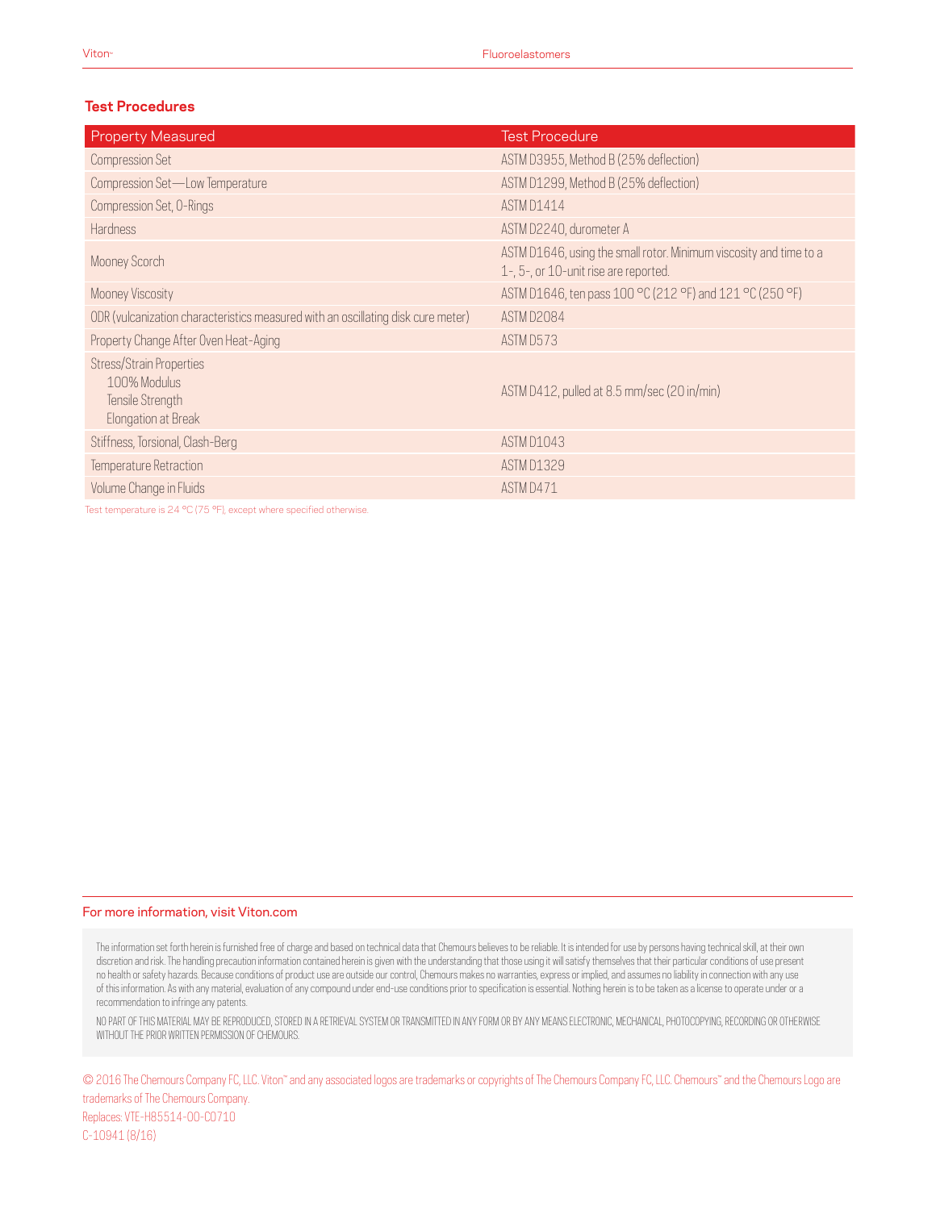## Test Procedures

| Property Measured | Test Procedure |
| --- | --- |
| Compression Set | ASTM D3955, Method B (25% deflection) |
| Compression Set—Low Temperature | ASTM D1299, Method B (25% deflection) |
| Compression Set, O-Rings | ASTM D1414 |
| Hardness | ASTM D2240, durometer A |
| Mooney Scorch | ASTM D1646, using the small rotor. Minimum viscosity and time to a 1-, 5-, or 10-unit rise are reported. |
| Mooney Viscosity | ASTM D1646, ten pass 100 °C (212 °F) and 121 °C (250 °F) |
| ODR (vulcanization characteristics measured with an oscillating disk cure meter) | ASTM D2084 |
| Property Change After Oven Heat-Aging | ASTM D573 |
| Stress/Strain Properties<br>100% Modulus<br>Tensile Strength<br>Elongation at Break | ASTM D412, pulled at 8.5 mm/sec (20 in/min) |
| Stiffness, Torsional, Clash-Berg | ASTM D1043 |
| Temperature Retraction | ASTM D1329 |
| Volume Change in Fluids | ASTM D471 |

Test temperature is 24 °C (75 °F), except where specified otherwise.

For more information, visit Viton.com

The information set forth herein is furnished free of charge and based on technical data that Chemours believes to be reliable. It is intended for use by persons having technical skill, at their own discretion and risk. The handling precaution information contained herein is given with the understanding that those using it will satisfy themselves that their particular conditions of use present no health or safety hazards. Because conditions of product use are outside our control, Chemours makes no warranties, express or implied, and assumes no liability in connection with any use of this information. As with any material, evaluation of any compound under end-use conditions prior to specification is essential. Nothing herein is to be taken as a license to operate under or a recommendation to infringe any patents.

NO PART OF THIS MATERIAL MAY BE REPRODUCED, STORED IN A RETRIEVAL SYSTEM OR TRANSMITTED IN ANY FORM OR BY ANY MEANS ELECTRONIC, MECHANICAL, PHOTOCOPYING, RECORDING OR OTHERWISE WITHOUT THE PRIOR WRITTEN PERMISSION OF CHEMOURS.

© 2016 The Chemours Company FC, LLC. Viton™ and any associated logos are trademarks or copyrights of The Chemours Company FC, LLC. Chemours™ and the Chemours Logo are trademarks of The Chemours Company.

Replaces: VTE-H85514-00-C0710

C-10941 (8/16)